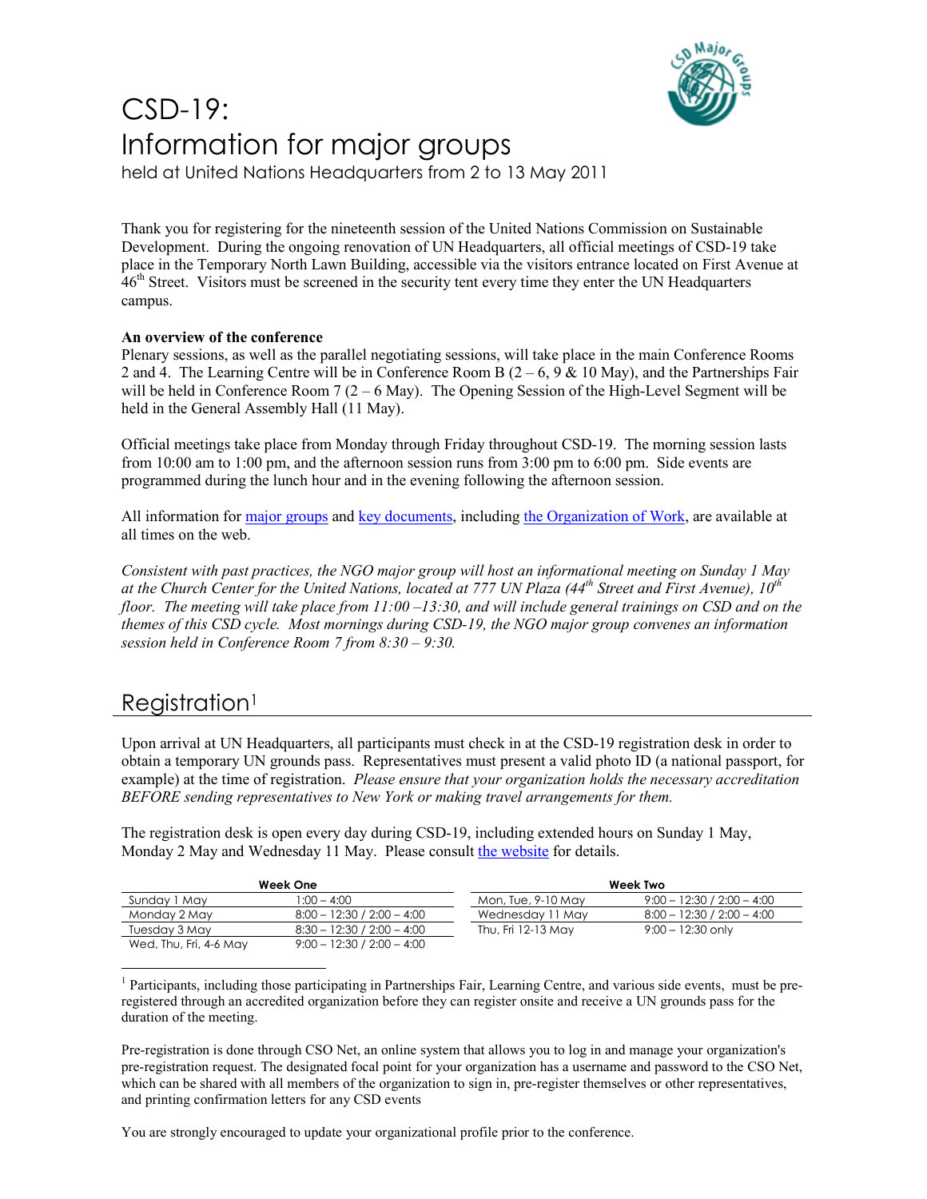# CSD-19: Information for major groups

held at United Nations Headquarters from 2 to 13 May 2011

Thank you for registering for the nineteenth session of the United Nations Commission on Sustainable Development. During the ongoing renovation of UN Headquarters, all official meetings of CSD-19 take place in the Temporary North Lawn Building, accessible via the visitors entrance located on First Avenue at 46th Street. Visitors must be screened in the security tent every time they enter the UN Headquarters campus.

**An overview of the conference**

Plenary sessions, as well as the parallel negotiating sessions, will take place in the main Conference Rooms 2 and 4. The Learning Centre will be in Conference Room B (2 – 6, 9 & 10 May), and the Partnerships Fair will be held in Conference Room 7 (2 – 6 May). The Opening Session of the High-Level Segment will be held in the General Assembly Hall (11 May).

Official meetings take place from Monday through Friday throughout CSD-19. The morning session lasts from 10:00 am to 1:00 pm, and the afternoon session runs from 3:00 pm to 6:00 pm. Side events are programmed during the lunch hour and in the evening following the afternoon session.

All information for major groups and key documents, including the Organization of Work, are available at all times on the web.

*Consistent with past practices, the NGO major group will host an informational meeting on Sunday 1 May at the Church Center for the United Nations, located at 777 UN Plaza (44th Street and First Avenue), 10th floor. The meeting will take place from 11:00 –13:30, and will include general trainings on CSD and on the themes of this CSD cycle. Most mornings during CSD-19, the NGO major group convenes an information session held in Conference Room 7 from 8:30 – 9:30.*

## Registration[1]

Upon arrival at UN Headquarters, all participants must check in at the CSD-19 registration desk in order to obtain a temporary UN grounds pass. Representatives must present a valid photo ID (a national passport, for example) at the time of registration. *Please ensure that your organization holds the necessary accreditation BEFORE sending representatives to New York or making travel arrangements for them.*

The registration desk is open every day during CSD-19, including extended hours on Sunday 1 May, Monday 2 May and Wednesday 11 May. Please consult the website for details.

| Week One | |
|---|---|
| Sunday 1 May | 1:00 – 4:00 |
| Monday 2 May | 8:00 – 12:30 / 2:00 – 4:00 |
| Tuesday 3 May | 8:30 – 12:30 / 2:00 – 4:00 |
| Wed, Thu, Fri, 4-6 May | 9:00 – 12:30 / 2:00 – 4:00 |

| Week Two | |
|---|---|
| Mon, Tue, 9-10 May | 9:00 – 12:30 / 2:00 – 4:00 |
| Wednesday 11 May | 8:00 – 12:30 / 2:00 – 4:00 |
| Thu, Fri 12-13 May | 9:00 – 12:30 only |

[1] Participants, including those participating in Partnerships Fair, Learning Centre, and various side events, must be pre-registered through an accredited organization before they can register onsite and receive a UN grounds pass for the duration of the meeting.

Pre-registration is done through CSO Net, an online system that allows you to log in and manage your organization's pre-registration request. The designated focal point for your organization has a username and password to the CSO Net, which can be shared with all members of the organization to sign in, pre-register themselves or other representatives, and printing confirmation letters for any CSD events

You are strongly encouraged to update your organizational profile prior to the conference.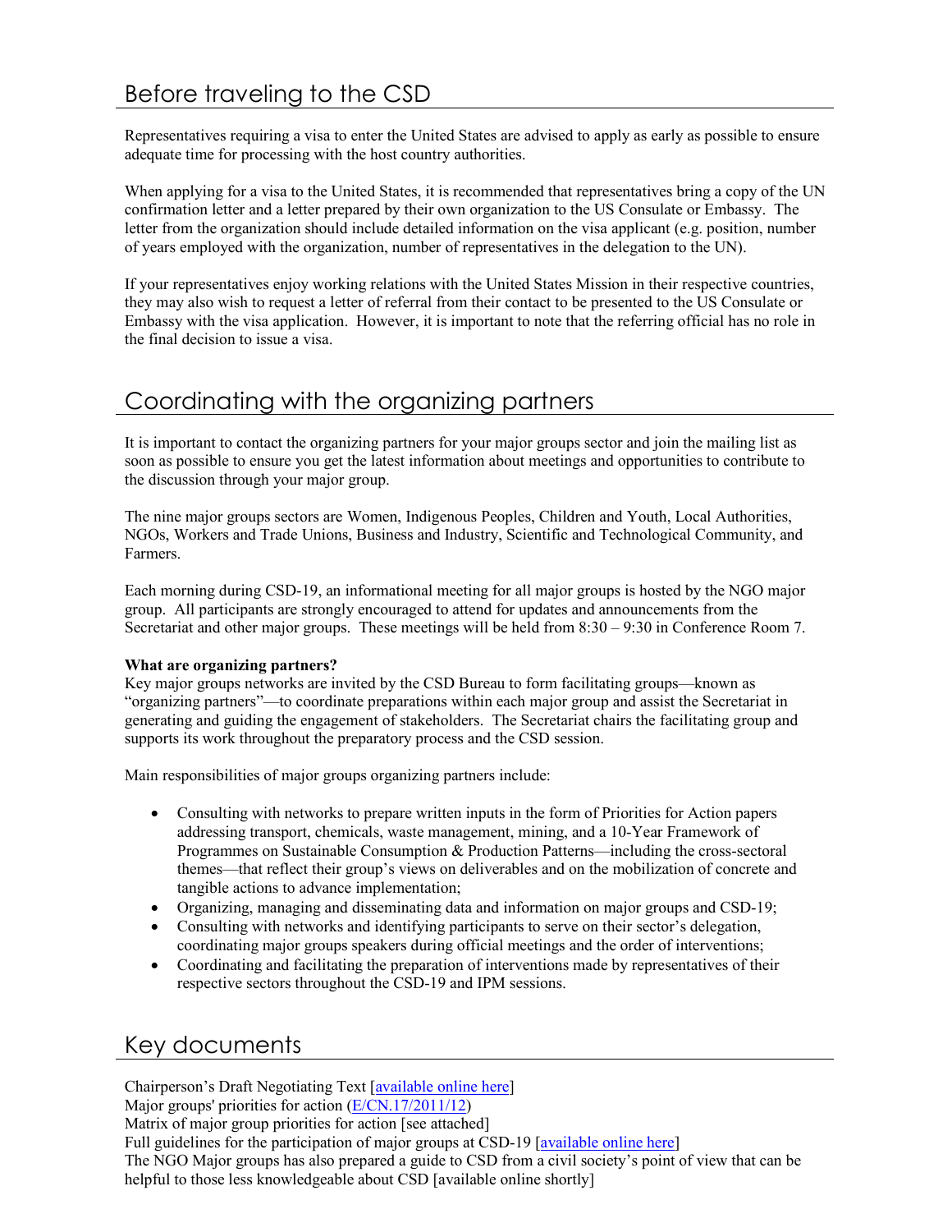## Before traveling to the CSD

Representatives requiring a visa to enter the United States are advised to apply as early as possible to ensure adequate time for processing with the host country authorities.

When applying for a visa to the United States, it is recommended that representatives bring a copy of the UN confirmation letter and a letter prepared by their own organization to the US Consulate or Embassy. The letter from the organization should include detailed information on the visa applicant (e.g. position, number of years employed with the organization, number of representatives in the delegation to the UN).

If your representatives enjoy working relations with the United States Mission in their respective countries, they may also wish to request a letter of referral from their contact to be presented to the US Consulate or Embassy with the visa application. However, it is important to note that the referring official has no role in the final decision to issue a visa.

## Coordinating with the organizing partners

It is important to contact the organizing partners for your major groups sector and join the mailing list as soon as possible to ensure you get the latest information about meetings and opportunities to contribute to the discussion through your major group.

The nine major groups sectors are Women, Indigenous Peoples, Children and Youth, Local Authorities, NGOs, Workers and Trade Unions, Business and Industry, Scientific and Technological Community, and Farmers.

Each morning during CSD-19, an informational meeting for all major groups is hosted by the NGO major group. All participants are strongly encouraged to attend for updates and announcements from the Secretariat and other major groups. These meetings will be held from 8:30 – 9:30 in Conference Room 7.

**What are organizing partners?**
Key major groups networks are invited by the CSD Bureau to form facilitating groups—known as "organizing partners"—to coordinate preparations within each major group and assist the Secretariat in generating and guiding the engagement of stakeholders. The Secretariat chairs the facilitating group and supports its work throughout the preparatory process and the CSD session.

Main responsibilities of major groups organizing partners include:

- Consulting with networks to prepare written inputs in the form of Priorities for Action papers addressing transport, chemicals, waste management, mining, and a 10-Year Framework of Programmes on Sustainable Consumption & Production Patterns—including the cross-sectoral themes—that reflect their group's views on deliverables and on the mobilization of concrete and tangible actions to advance implementation;
- Organizing, managing and disseminating data and information on major groups and CSD-19;
- Consulting with networks and identifying participants to serve on their sector's delegation, coordinating major groups speakers during official meetings and the order of interventions;
- Coordinating and facilitating the preparation of interventions made by representatives of their respective sectors throughout the CSD-19 and IPM sessions.

## Key documents

Chairperson's Draft Negotiating Text [available online here]
Major groups' priorities for action (E/CN.17/2011/12)
Matrix of major group priorities for action [see attached]
Full guidelines for the participation of major groups at CSD-19 [available online here]
The NGO Major groups has also prepared a guide to CSD from a civil society's point of view that can be helpful to those less knowledgeable about CSD [available online shortly]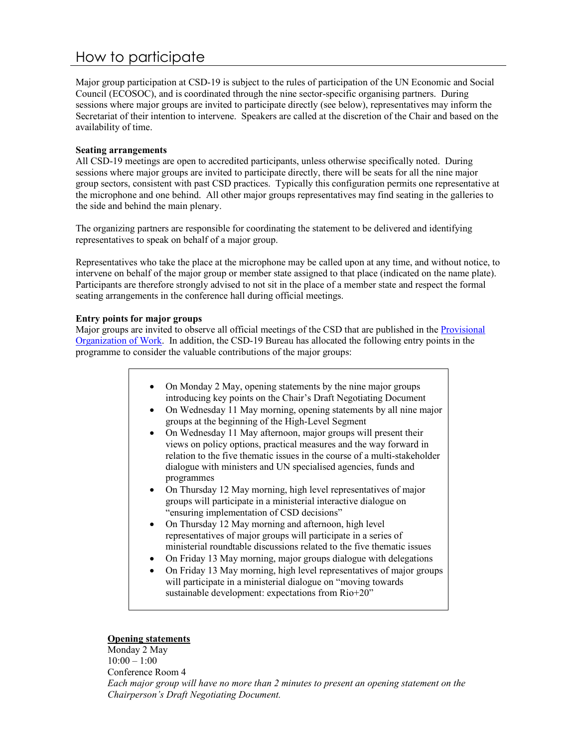# How to participate

Major group participation at CSD-19 is subject to the rules of participation of the UN Economic and Social Council (ECOSOC), and is coordinated through the nine sector-specific organising partners. During sessions where major groups are invited to participate directly (see below), representatives may inform the Secretariat of their intention to intervene. Speakers are called at the discretion of the Chair and based on the availability of time.

**Seating arrangements**

All CSD-19 meetings are open to accredited participants, unless otherwise specifically noted. During sessions where major groups are invited to participate directly, there will be seats for all the nine major group sectors, consistent with past CSD practices. Typically this configuration permits one representative at the microphone and one behind. All other major groups representatives may find seating in the galleries to the side and behind the main plenary.

The organizing partners are responsible for coordinating the statement to be delivered and identifying representatives to speak on behalf of a major group.

Representatives who take the place at the microphone may be called upon at any time, and without notice, to intervene on behalf of the major group or member state assigned to that place (indicated on the name plate). Participants are therefore strongly advised to not sit in the place of a member state and respect the formal seating arrangements in the conference hall during official meetings.

**Entry points for major groups**

Major groups are invited to observe all official meetings of the CSD that are published in the [Provisional Organization of Work](). In addition, the CSD-19 Bureau has allocated the following entry points in the programme to consider the valuable contributions of the major groups:

- On Monday 2 May, opening statements by the nine major groups introducing key points on the Chair's Draft Negotiating Document
- On Wednesday 11 May morning, opening statements by all nine major groups at the beginning of the High-Level Segment
- On Wednesday 11 May afternoon, major groups will present their views on policy options, practical measures and the way forward in relation to the five thematic issues in the course of a multi-stakeholder dialogue with ministers and UN specialised agencies, funds and programmes
- On Thursday 12 May morning, high level representatives of major groups will participate in a ministerial interactive dialogue on "ensuring implementation of CSD decisions"
- On Thursday 12 May morning and afternoon, high level representatives of major groups will participate in a series of ministerial roundtable discussions related to the five thematic issues
- On Friday 13 May morning, major groups dialogue with delegations
- On Friday 13 May morning, high level representatives of major groups will participate in a ministerial dialogue on "moving towards sustainable development: expectations from Rio+20"

**<u>Opening statements</u>**

Monday 2 May
10:00 – 1:00
Conference Room 4

*Each major group will have no more than 2 minutes to present an opening statement on the Chairperson's Draft Negotiating Document.*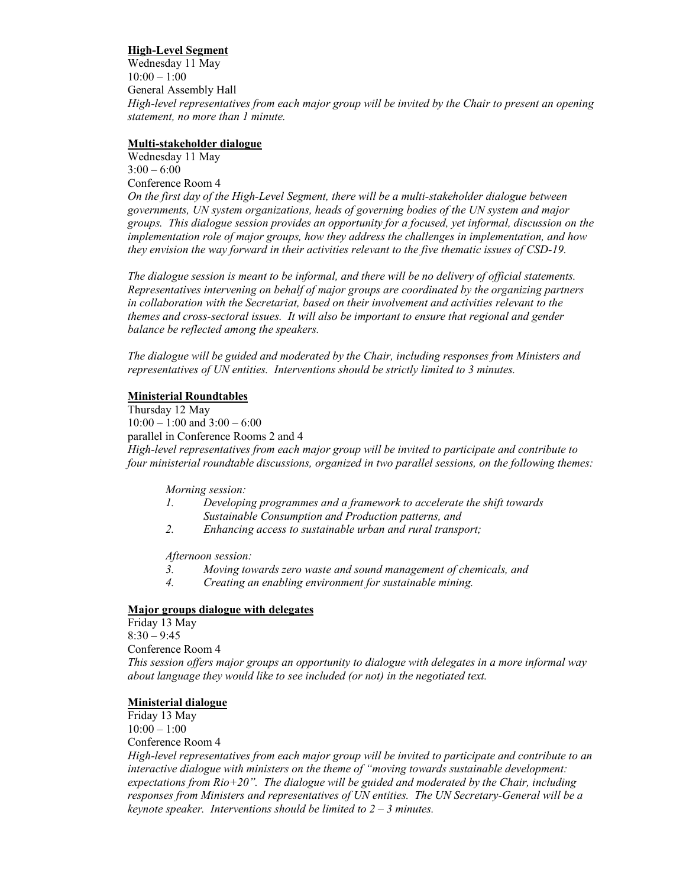**<u>High-Level Segment</u>**
Wednesday 11 May
10:00 – 1:00
General Assembly Hall
*High-level representatives from each major group will be invited by the Chair to present an opening statement, no more than 1 minute.*

**<u>Multi-stakeholder dialogue</u>**
Wednesday 11 May
3:00 – 6:00
Conference Room 4
*On the first day of the High-Level Segment, there will be a multi-stakeholder dialogue between governments, UN system organizations, heads of governing bodies of the UN system and major groups. This dialogue session provides an opportunity for a focused, yet informal, discussion on the implementation role of major groups, how they address the challenges in implementation, and how they envision the way forward in their activities relevant to the five thematic issues of CSD-19.*

*The dialogue session is meant to be informal, and there will be no delivery of official statements. Representatives intervening on behalf of major groups are coordinated by the organizing partners in collaboration with the Secretariat, based on their involvement and activities relevant to the themes and cross-sectoral issues. It will also be important to ensure that regional and gender balance be reflected among the speakers.*

*The dialogue will be guided and moderated by the Chair, including responses from Ministers and representatives of UN entities. Interventions should be strictly limited to 3 minutes.*

**<u>Ministerial Roundtables</u>**
Thursday 12 May
10:00 – 1:00 and 3:00 – 6:00
parallel in Conference Rooms 2 and 4
*High-level representatives from each major group will be invited to participate and contribute to four ministerial roundtable discussions, organized in two parallel sessions, on the following themes:*

*Morning session:*

1. *Developing programmes and a framework to accelerate the shift towards Sustainable Consumption and Production patterns, and*
2. *Enhancing access to sustainable urban and rural transport;*

*Afternoon session:*

3. *Moving towards zero waste and sound management of chemicals, and*
4. *Creating an enabling environment for sustainable mining.*

**<u>Major groups dialogue with delegates</u>**
Friday 13 May
8:30 – 9:45
Conference Room 4
*This session offers major groups an opportunity to dialogue with delegates in a more informal way about language they would like to see included (or not) in the negotiated text.*

**<u>Ministerial dialogue</u>**
Friday 13 May
10:00 – 1:00
Conference Room 4
*High-level representatives from each major group will be invited to participate and contribute to an interactive dialogue with ministers on the theme of "moving towards sustainable development: expectations from Rio+20". The dialogue will be guided and moderated by the Chair, including responses from Ministers and representatives of UN entities. The UN Secretary-General will be a keynote speaker. Interventions should be limited to 2 – 3 minutes.*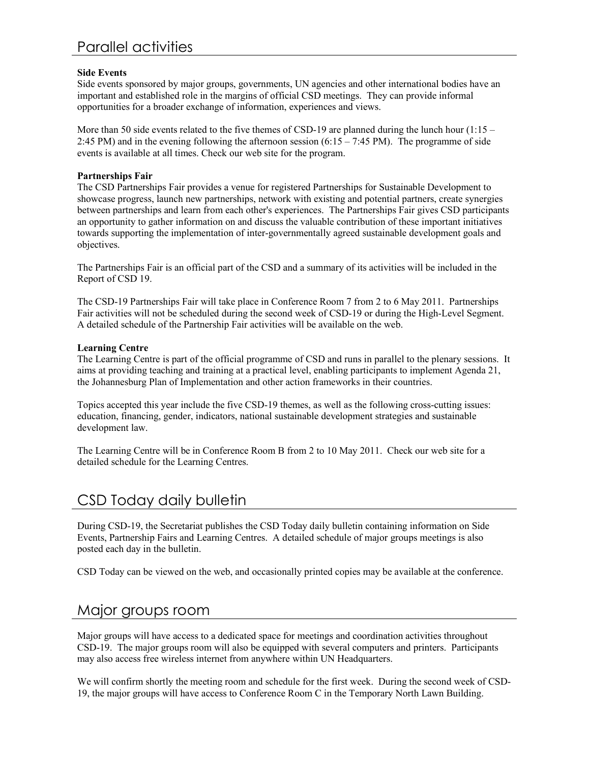## Parallel activities

**Side Events**

Side events sponsored by major groups, governments, UN agencies and other international bodies have an important and established role in the margins of official CSD meetings. They can provide informal opportunities for a broader exchange of information, experiences and views.

More than 50 side events related to the five themes of CSD-19 are planned during the lunch hour (1:15 – 2:45 PM) and in the evening following the afternoon session (6:15 – 7:45 PM). The programme of side events is available at all times. Check our web site for the program.

**Partnerships Fair**

The CSD Partnerships Fair provides a venue for registered Partnerships for Sustainable Development to showcase progress, launch new partnerships, network with existing and potential partners, create synergies between partnerships and learn from each other's experiences. The Partnerships Fair gives CSD participants an opportunity to gather information on and discuss the valuable contribution of these important initiatives towards supporting the implementation of inter-governmentally agreed sustainable development goals and objectives.

The Partnerships Fair is an official part of the CSD and a summary of its activities will be included in the Report of CSD 19.

The CSD-19 Partnerships Fair will take place in Conference Room 7 from 2 to 6 May 2011. Partnerships Fair activities will not be scheduled during the second week of CSD-19 or during the High-Level Segment. A detailed schedule of the Partnership Fair activities will be available on the web.

**Learning Centre**

The Learning Centre is part of the official programme of CSD and runs in parallel to the plenary sessions. It aims at providing teaching and training at a practical level, enabling participants to implement Agenda 21, the Johannesburg Plan of Implementation and other action frameworks in their countries.

Topics accepted this year include the five CSD-19 themes, as well as the following cross-cutting issues: education, financing, gender, indicators, national sustainable development strategies and sustainable development law.

The Learning Centre will be in Conference Room B from 2 to 10 May 2011. Check our web site for a detailed schedule for the Learning Centres.

## CSD Today daily bulletin

During CSD-19, the Secretariat publishes the CSD Today daily bulletin containing information on Side Events, Partnership Fairs and Learning Centres. A detailed schedule of major groups meetings is also posted each day in the bulletin.

CSD Today can be viewed on the web, and occasionally printed copies may be available at the conference.

## Major groups room

Major groups will have access to a dedicated space for meetings and coordination activities throughout CSD-19. The major groups room will also be equipped with several computers and printers. Participants may also access free wireless internet from anywhere within UN Headquarters.

We will confirm shortly the meeting room and schedule for the first week. During the second week of CSD-19, the major groups will have access to Conference Room C in the Temporary North Lawn Building.